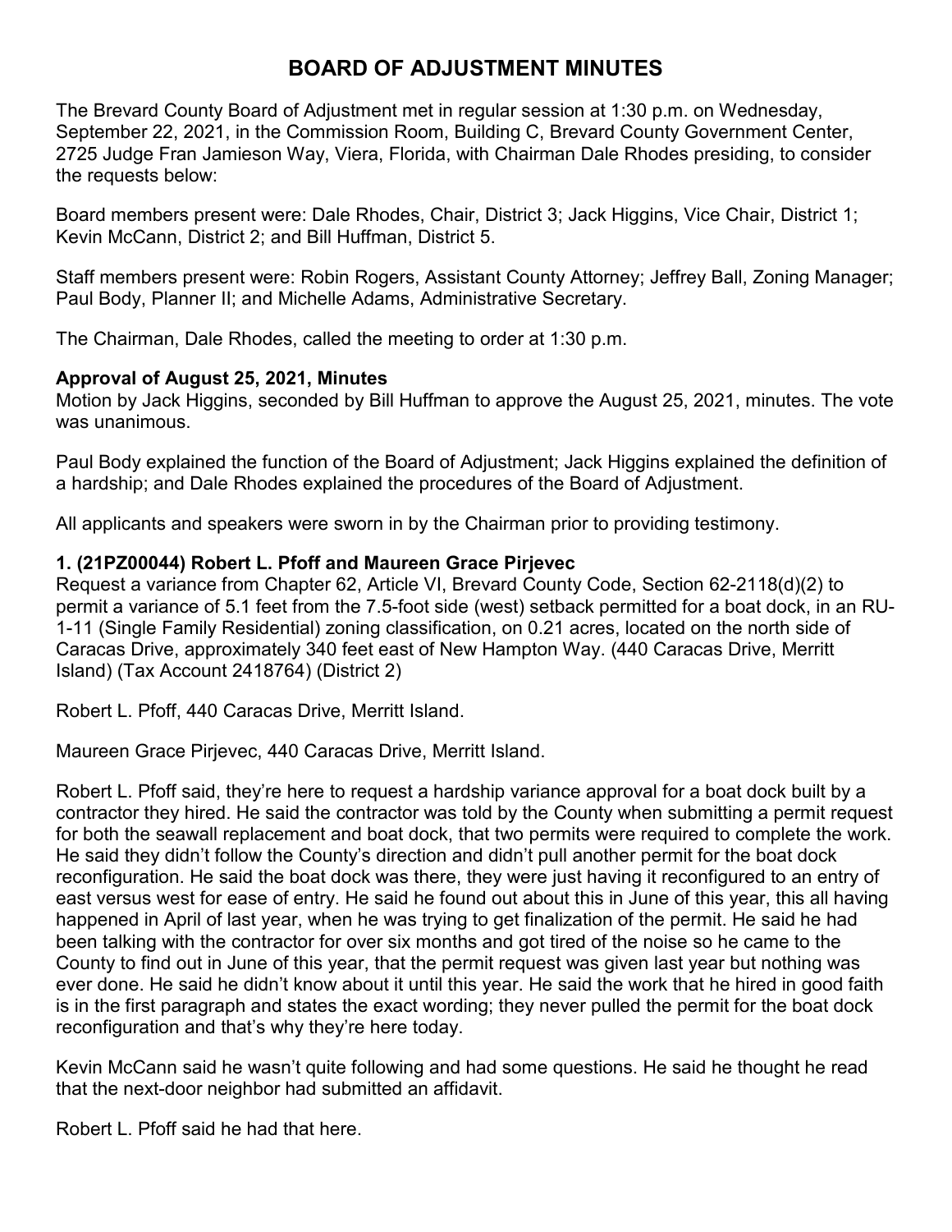# BOARD OF ADJUSTMENT MINUTES

The Brevard County Board of Adjustment met in regular session at 1:30 p.m. on Wednesday, September 22, 2021, in the Commission Room, Building C, Brevard County Government Center, 2725 Judge Fran Jamieson Way, Viera, Florida, with Chairman Dale Rhodes presiding, to consider the requests below:

Board members present were: Dale Rhodes, Chair, District 3; Jack Higgins, Vice Chair, District 1; Kevin McCann, District 2; and Bill Huffman, District 5.

Staff members present were: Robin Rogers, Assistant County Attorney; Jeffrey Ball, Zoning Manager; Paul Body, Planner II; and Michelle Adams, Administrative Secretary.

The Chairman, Dale Rhodes, called the meeting to order at 1:30 p.m.

**Approval of August 25, 2021, Minutes**

Motion by Jack Higgins, seconded by Bill Huffman to approve the August 25, 2021, minutes. The vote was unanimous.

Paul Body explained the function of the Board of Adjustment; Jack Higgins explained the definition of a hardship; and Dale Rhodes explained the procedures of the Board of Adjustment.

All applicants and speakers were sworn in by the Chairman prior to providing testimony.

**1. (21PZ00044) Robert L. Pfoff and Maureen Grace Pirjevec**

Request a variance from Chapter 62, Article VI, Brevard County Code, Section 62-2118(d)(2) to permit a variance of 5.1 feet from the 7.5-foot side (west) setback permitted for a boat dock, in an RU-1-11 (Single Family Residential) zoning classification, on 0.21 acres, located on the north side of Caracas Drive, approximately 340 feet east of New Hampton Way. (440 Caracas Drive, Merritt Island) (Tax Account 2418764) (District 2)

Robert L. Pfoff, 440 Caracas Drive, Merritt Island.

Maureen Grace Pirjevec, 440 Caracas Drive, Merritt Island.

Robert L. Pfoff said, they're here to request a hardship variance approval for a boat dock built by a contractor they hired. He said the contractor was told by the County when submitting a permit request for both the seawall replacement and boat dock, that two permits were required to complete the work. He said they didn't follow the County's direction and didn't pull another permit for the boat dock reconfiguration. He said the boat dock was there, they were just having it reconfigured to an entry of east versus west for ease of entry. He said he found out about this in June of this year, this all having happened in April of last year, when he was trying to get finalization of the permit. He said he had been talking with the contractor for over six months and got tired of the noise so he came to the County to find out in June of this year, that the permit request was given last year but nothing was ever done. He said he didn't know about it until this year. He said the work that he hired in good faith is in the first paragraph and states the exact wording; they never pulled the permit for the boat dock reconfiguration and that's why they're here today.

Kevin McCann said he wasn't quite following and had some questions. He said he thought he read that the next-door neighbor had submitted an affidavit.

Robert L. Pfoff said he had that here.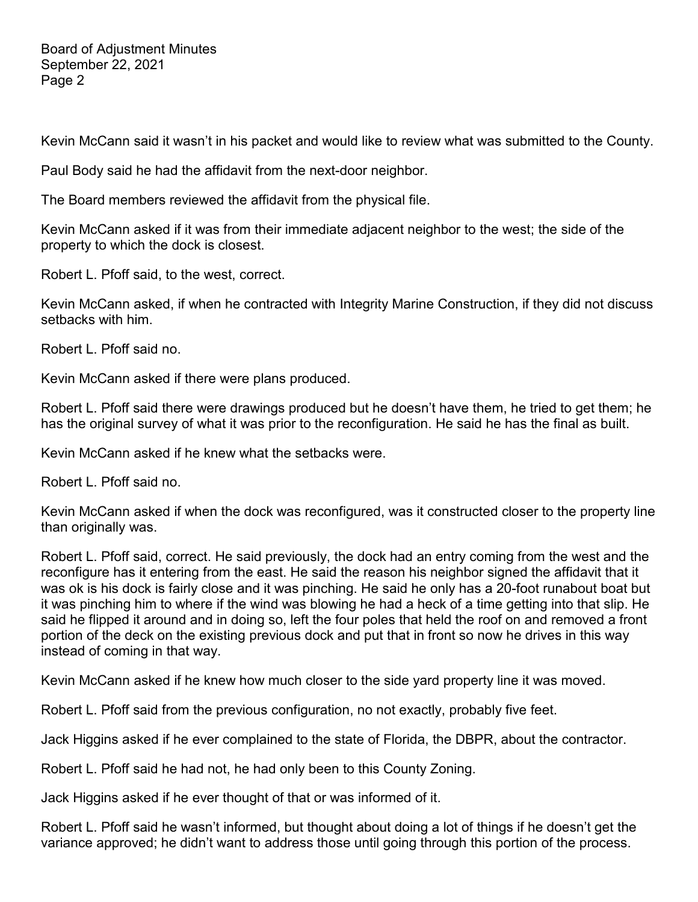Kevin McCann said it wasn't in his packet and would like to review what was submitted to the County.

Paul Body said he had the affidavit from the next-door neighbor.

The Board members reviewed the affidavit from the physical file.

Kevin McCann asked if it was from their immediate adjacent neighbor to the west; the side of the property to which the dock is closest.

Robert L. Pfoff said, to the west, correct.

Kevin McCann asked, if when he contracted with Integrity Marine Construction, if they did not discuss setbacks with him.

Robert L. Pfoff said no.

Kevin McCann asked if there were plans produced.

Robert L. Pfoff said there were drawings produced but he doesn't have them, he tried to get them; he has the original survey of what it was prior to the reconfiguration. He said he has the final as built.

Kevin McCann asked if he knew what the setbacks were.

Robert L. Pfoff said no.

Kevin McCann asked if when the dock was reconfigured, was it constructed closer to the property line than originally was.

Robert L. Pfoff said, correct. He said previously, the dock had an entry coming from the west and the reconfigure has it entering from the east. He said the reason his neighbor signed the affidavit that it was ok is his dock is fairly close and it was pinching. He said he only has a 20-foot runabout boat but it was pinching him to where if the wind was blowing he had a heck of a time getting into that slip. He said he flipped it around and in doing so, left the four poles that held the roof on and removed a front portion of the deck on the existing previous dock and put that in front so now he drives in this way instead of coming in that way.

Kevin McCann asked if he knew how much closer to the side yard property line it was moved.

Robert L. Pfoff said from the previous configuration, no not exactly, probably five feet.

Jack Higgins asked if he ever complained to the state of Florida, the DBPR, about the contractor.

Robert L. Pfoff said he had not, he had only been to this County Zoning.

Jack Higgins asked if he ever thought of that or was informed of it.

Robert L. Pfoff said he wasn't informed, but thought about doing a lot of things if he doesn't get the variance approved; he didn't want to address those until going through this portion of the process.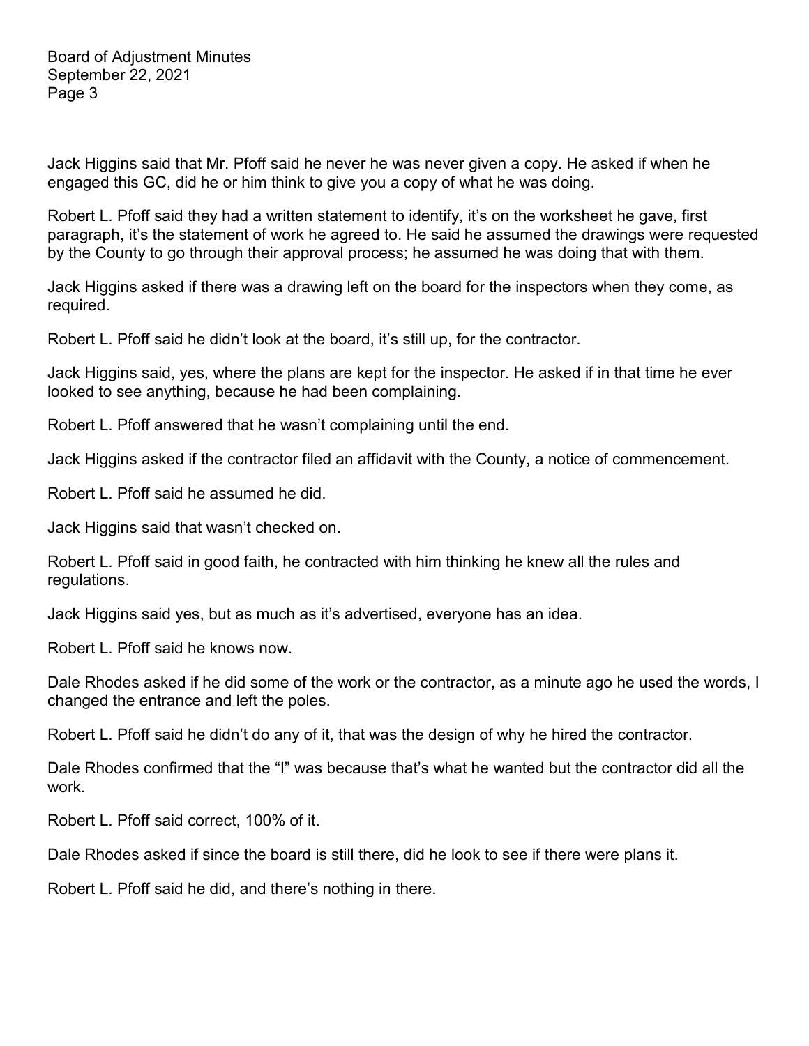Jack Higgins said that Mr. Pfoff said he never he was never given a copy. He asked if when he engaged this GC, did he or him think to give you a copy of what he was doing.

Robert L. Pfoff said they had a written statement to identify, it's on the worksheet he gave, first paragraph, it's the statement of work he agreed to. He said he assumed the drawings were requested by the County to go through their approval process; he assumed he was doing that with them.

Jack Higgins asked if there was a drawing left on the board for the inspectors when they come, as required.

Robert L. Pfoff said he didn't look at the board, it's still up, for the contractor.

Jack Higgins said, yes, where the plans are kept for the inspector. He asked if in that time he ever looked to see anything, because he had been complaining.

Robert L. Pfoff answered that he wasn't complaining until the end.

Jack Higgins asked if the contractor filed an affidavit with the County, a notice of commencement.

Robert L. Pfoff said he assumed he did.

Jack Higgins said that wasn't checked on.

Robert L. Pfoff said in good faith, he contracted with him thinking he knew all the rules and regulations.

Jack Higgins said yes, but as much as it's advertised, everyone has an idea.

Robert L. Pfoff said he knows now.

Dale Rhodes asked if he did some of the work or the contractor, as a minute ago he used the words, I changed the entrance and left the poles.

Robert L. Pfoff said he didn't do any of it, that was the design of why he hired the contractor.

Dale Rhodes confirmed that the "I" was because that's what he wanted but the contractor did all the work.

Robert L. Pfoff said correct, 100% of it.

Dale Rhodes asked if since the board is still there, did he look to see if there were plans it.

Robert L. Pfoff said he did, and there's nothing in there.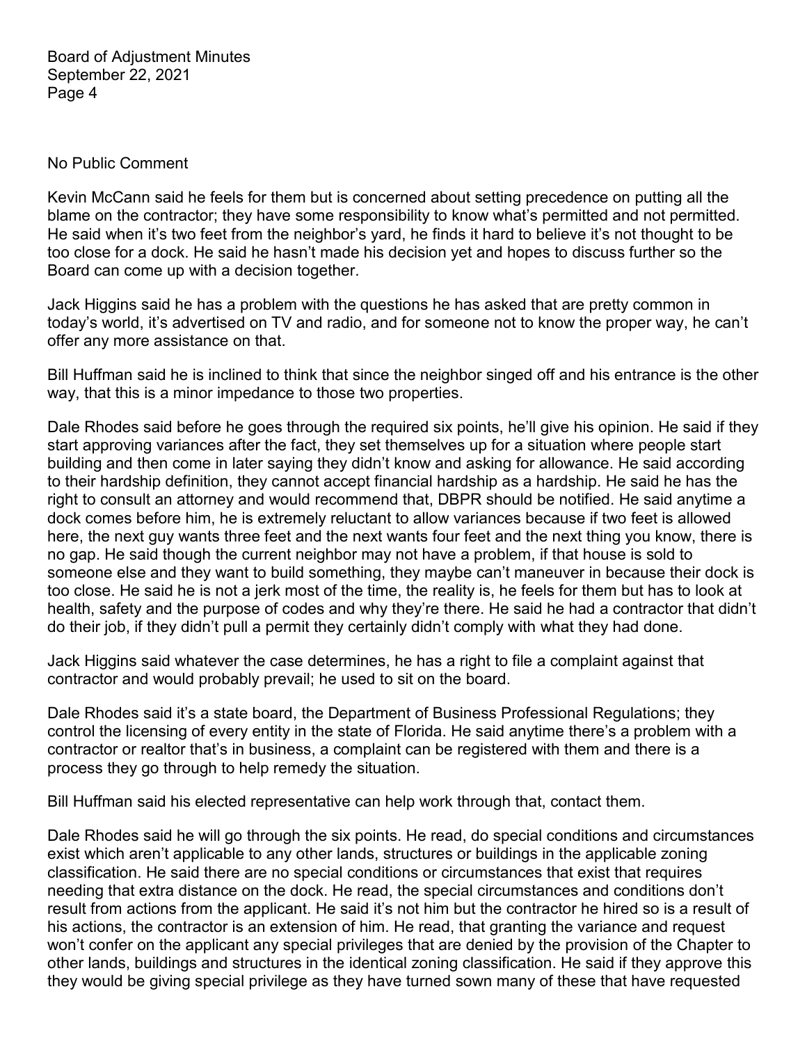No Public Comment

Kevin McCann said he feels for them but is concerned about setting precedence on putting all the blame on the contractor; they have some responsibility to know what's permitted and not permitted. He said when it's two feet from the neighbor's yard, he finds it hard to believe it's not thought to be too close for a dock. He said he hasn't made his decision yet and hopes to discuss further so the Board can come up with a decision together.

Jack Higgins said he has a problem with the questions he has asked that are pretty common in today's world, it's advertised on TV and radio, and for someone not to know the proper way, he can't offer any more assistance on that.

Bill Huffman said he is inclined to think that since the neighbor singed off and his entrance is the other way, that this is a minor impedance to those two properties.

Dale Rhodes said before he goes through the required six points, he'll give his opinion. He said if they start approving variances after the fact, they set themselves up for a situation where people start building and then come in later saying they didn't know and asking for allowance. He said according to their hardship definition, they cannot accept financial hardship as a hardship. He said he has the right to consult an attorney and would recommend that, DBPR should be notified. He said anytime a dock comes before him, he is extremely reluctant to allow variances because if two feet is allowed here, the next guy wants three feet and the next wants four feet and the next thing you know, there is no gap. He said though the current neighbor may not have a problem, if that house is sold to someone else and they want to build something, they maybe can't maneuver in because their dock is too close. He said he is not a jerk most of the time, the reality is, he feels for them but has to look at health, safety and the purpose of codes and why they're there. He said he had a contractor that didn't do their job, if they didn't pull a permit they certainly didn't comply with what they had done.

Jack Higgins said whatever the case determines, he has a right to file a complaint against that contractor and would probably prevail; he used to sit on the board.

Dale Rhodes said it's a state board, the Department of Business Professional Regulations; they control the licensing of every entity in the state of Florida. He said anytime there's a problem with a contractor or realtor that's in business, a complaint can be registered with them and there is a process they go through to help remedy the situation.

Bill Huffman said his elected representative can help work through that, contact them.

Dale Rhodes said he will go through the six points. He read, do special conditions and circumstances exist which aren't applicable to any other lands, structures or buildings in the applicable zoning classification. He said there are no special conditions or circumstances that exist that requires needing that extra distance on the dock. He read, the special circumstances and conditions don't result from actions from the applicant. He said it's not him but the contractor he hired so is a result of his actions, the contractor is an extension of him. He read, that granting the variance and request won't confer on the applicant any special privileges that are denied by the provision of the Chapter to other lands, buildings and structures in the identical zoning classification. He said if they approve this they would be giving special privilege as they have turned sown many of these that have requested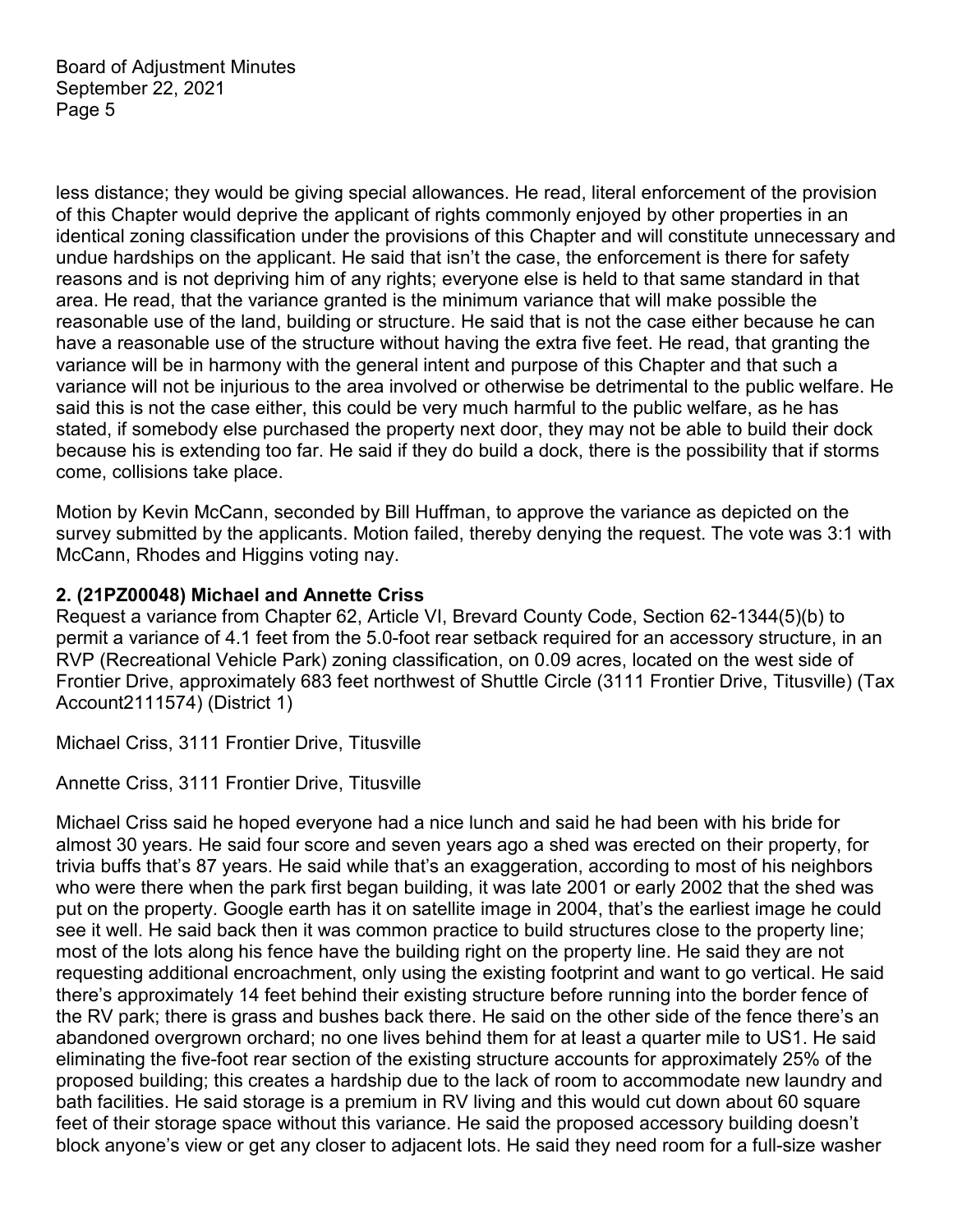less distance; they would be giving special allowances. He read, literal enforcement of the provision of this Chapter would deprive the applicant of rights commonly enjoyed by other properties in an identical zoning classification under the provisions of this Chapter and will constitute unnecessary and undue hardships on the applicant. He said that isn't the case, the enforcement is there for safety reasons and is not depriving him of any rights; everyone else is held to that same standard in that area. He read, that the variance granted is the minimum variance that will make possible the reasonable use of the land, building or structure. He said that is not the case either because he can have a reasonable use of the structure without having the extra five feet. He read, that granting the variance will be in harmony with the general intent and purpose of this Chapter and that such a variance will not be injurious to the area involved or otherwise be detrimental to the public welfare. He said this is not the case either, this could be very much harmful to the public welfare, as he has stated, if somebody else purchased the property next door, they may not be able to build their dock because his is extending too far. He said if they do build a dock, there is the possibility that if storms come, collisions take place.

Motion by Kevin McCann, seconded by Bill Huffman, to approve the variance as depicted on the survey submitted by the applicants. Motion failed, thereby denying the request. The vote was 3:1 with McCann, Rhodes and Higgins voting nay.

**2. (21PZ00048) Michael and Annette Criss**

Request a variance from Chapter 62, Article VI, Brevard County Code, Section 62-1344(5)(b) to permit a variance of 4.1 feet from the 5.0-foot rear setback required for an accessory structure, in an RVP (Recreational Vehicle Park) zoning classification, on 0.09 acres, located on the west side of Frontier Drive, approximately 683 feet northwest of Shuttle Circle (3111 Frontier Drive, Titusville) (Tax Account2111574) (District 1)

Michael Criss, 3111 Frontier Drive, Titusville

Annette Criss, 3111 Frontier Drive, Titusville

Michael Criss said he hoped everyone had a nice lunch and said he had been with his bride for almost 30 years. He said four score and seven years ago a shed was erected on their property, for trivia buffs that's 87 years. He said while that's an exaggeration, according to most of his neighbors who were there when the park first began building, it was late 2001 or early 2002 that the shed was put on the property. Google earth has it on satellite image in 2004, that's the earliest image he could see it well. He said back then it was common practice to build structures close to the property line; most of the lots along his fence have the building right on the property line. He said they are not requesting additional encroachment, only using the existing footprint and want to go vertical. He said there's approximately 14 feet behind their existing structure before running into the border fence of the RV park; there is grass and bushes back there. He said on the other side of the fence there's an abandoned overgrown orchard; no one lives behind them for at least a quarter mile to US1. He said eliminating the five-foot rear section of the existing structure accounts for approximately 25% of the proposed building; this creates a hardship due to the lack of room to accommodate new laundry and bath facilities. He said storage is a premium in RV living and this would cut down about 60 square feet of their storage space without this variance. He said the proposed accessory building doesn't block anyone's view or get any closer to adjacent lots. He said they need room for a full-size washer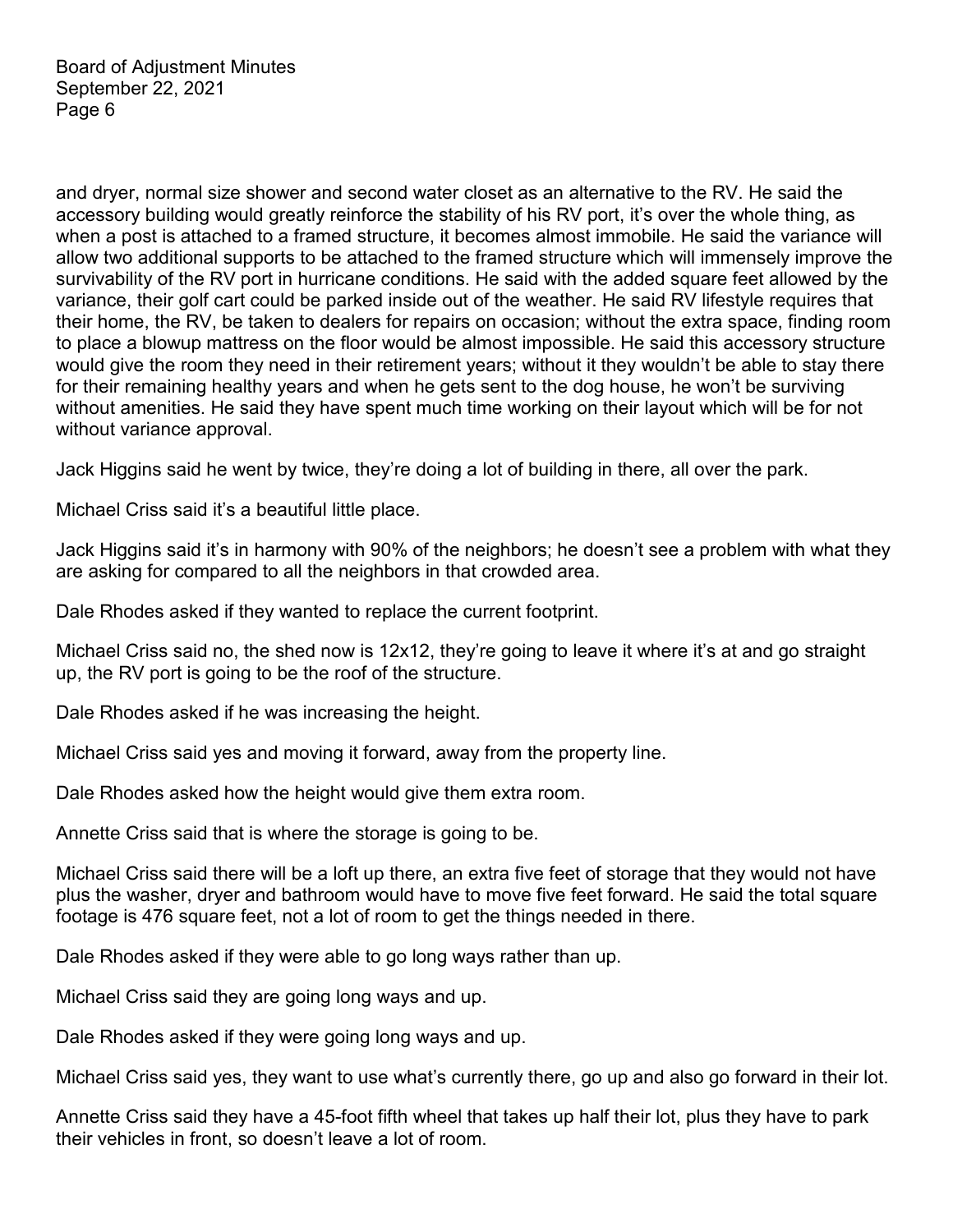and dryer, normal size shower and second water closet as an alternative to the RV. He said the accessory building would greatly reinforce the stability of his RV port, it's over the whole thing, as when a post is attached to a framed structure, it becomes almost immobile. He said the variance will allow two additional supports to be attached to the framed structure which will immensely improve the survivability of the RV port in hurricane conditions. He said with the added square feet allowed by the variance, their golf cart could be parked inside out of the weather. He said RV lifestyle requires that their home, the RV, be taken to dealers for repairs on occasion; without the extra space, finding room to place a blowup mattress on the floor would be almost impossible. He said this accessory structure would give the room they need in their retirement years; without it they wouldn't be able to stay there for their remaining healthy years and when he gets sent to the dog house, he won't be surviving without amenities. He said they have spent much time working on their layout which will be for not without variance approval.

Jack Higgins said he went by twice, they're doing a lot of building in there, all over the park.

Michael Criss said it's a beautiful little place.

Jack Higgins said it's in harmony with 90% of the neighbors; he doesn't see a problem with what they are asking for compared to all the neighbors in that crowded area.

Dale Rhodes asked if they wanted to replace the current footprint.

Michael Criss said no, the shed now is 12x12, they're going to leave it where it's at and go straight up, the RV port is going to be the roof of the structure.

Dale Rhodes asked if he was increasing the height.

Michael Criss said yes and moving it forward, away from the property line.

Dale Rhodes asked how the height would give them extra room.

Annette Criss said that is where the storage is going to be.

Michael Criss said there will be a loft up there, an extra five feet of storage that they would not have plus the washer, dryer and bathroom would have to move five feet forward. He said the total square footage is 476 square feet, not a lot of room to get the things needed in there.

Dale Rhodes asked if they were able to go long ways rather than up.

Michael Criss said they are going long ways and up.

Dale Rhodes asked if they were going long ways and up.

Michael Criss said yes, they want to use what's currently there, go up and also go forward in their lot.

Annette Criss said they have a 45-foot fifth wheel that takes up half their lot, plus they have to park their vehicles in front, so doesn't leave a lot of room.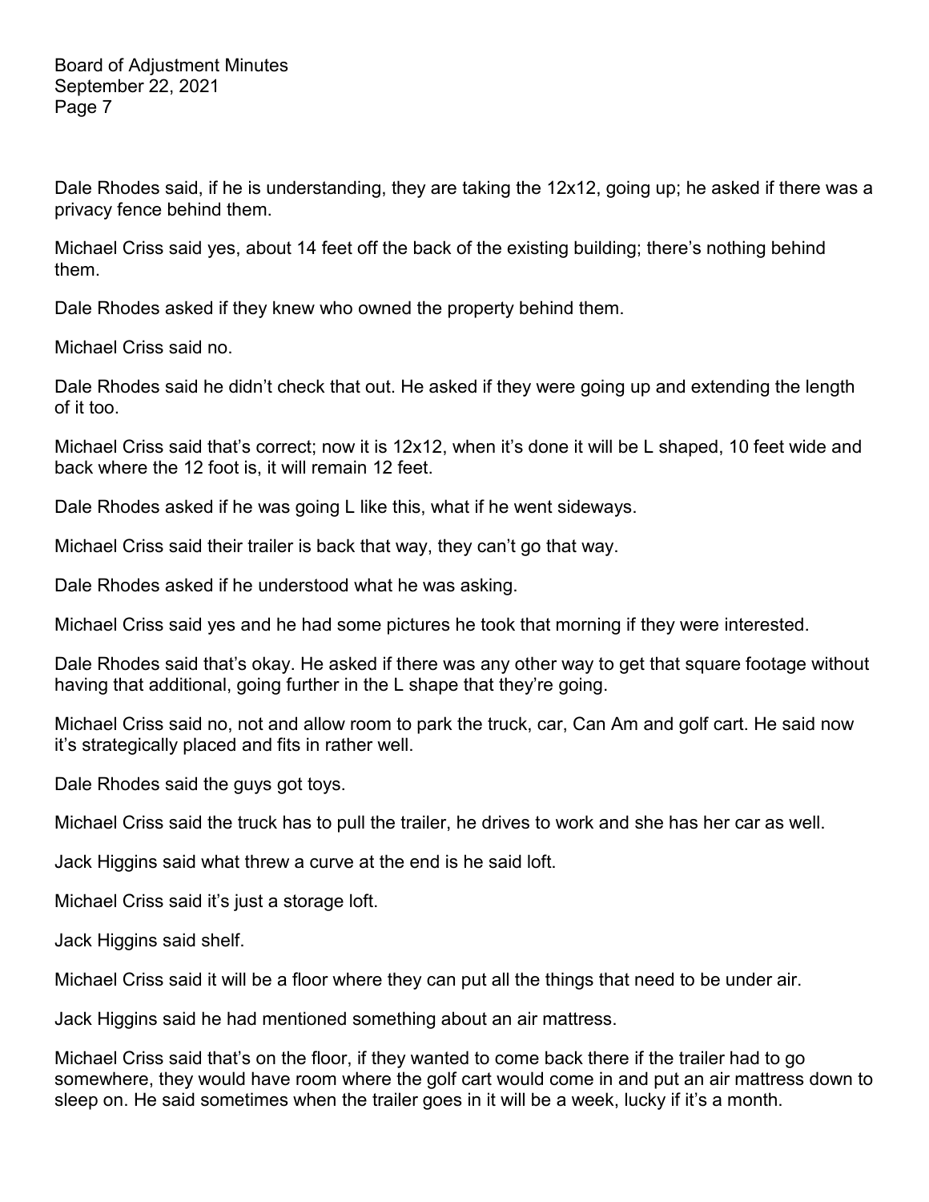Dale Rhodes said, if he is understanding, they are taking the 12x12, going up; he asked if there was a privacy fence behind them.

Michael Criss said yes, about 14 feet off the back of the existing building; there's nothing behind them.

Dale Rhodes asked if they knew who owned the property behind them.

Michael Criss said no.

Dale Rhodes said he didn't check that out. He asked if they were going up and extending the length of it too.

Michael Criss said that's correct; now it is 12x12, when it's done it will be L shaped, 10 feet wide and back where the 12 foot is, it will remain 12 feet.

Dale Rhodes asked if he was going L like this, what if he went sideways.

Michael Criss said their trailer is back that way, they can't go that way.

Dale Rhodes asked if he understood what he was asking.

Michael Criss said yes and he had some pictures he took that morning if they were interested.

Dale Rhodes said that's okay. He asked if there was any other way to get that square footage without having that additional, going further in the L shape that they're going.

Michael Criss said no, not and allow room to park the truck, car, Can Am and golf cart. He said now it's strategically placed and fits in rather well.

Dale Rhodes said the guys got toys.

Michael Criss said the truck has to pull the trailer, he drives to work and she has her car as well.

Jack Higgins said what threw a curve at the end is he said loft.

Michael Criss said it's just a storage loft.

Jack Higgins said shelf.

Michael Criss said it will be a floor where they can put all the things that need to be under air.

Jack Higgins said he had mentioned something about an air mattress.

Michael Criss said that's on the floor, if they wanted to come back there if the trailer had to go somewhere, they would have room where the golf cart would come in and put an air mattress down to sleep on. He said sometimes when the trailer goes in it will be a week, lucky if it's a month.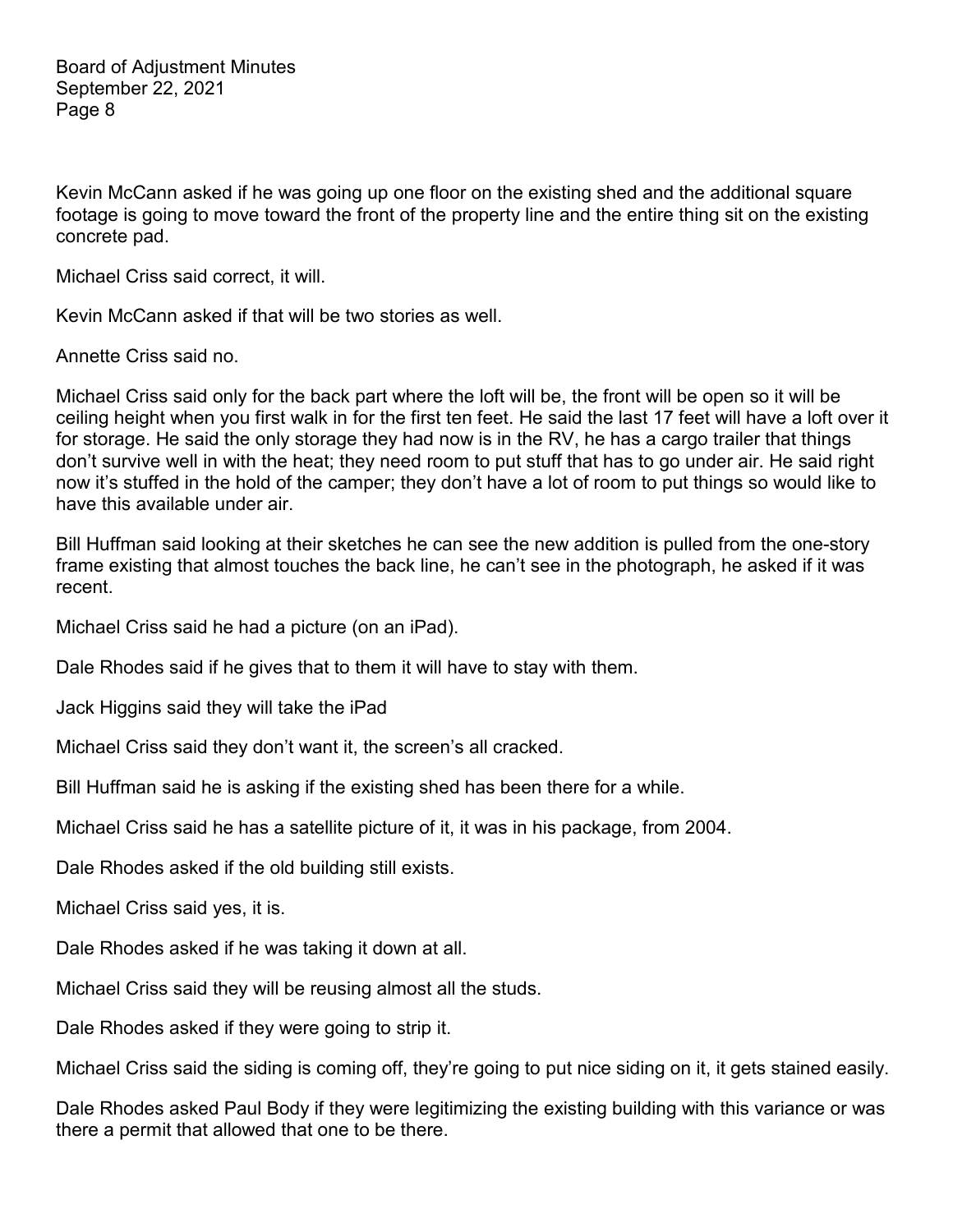Kevin McCann asked if he was going up one floor on the existing shed and the additional square footage is going to move toward the front of the property line and the entire thing sit on the existing concrete pad.

Michael Criss said correct, it will.

Kevin McCann asked if that will be two stories as well.

Annette Criss said no.

Michael Criss said only for the back part where the loft will be, the front will be open so it will be ceiling height when you first walk in for the first ten feet. He said the last 17 feet will have a loft over it for storage. He said the only storage they had now is in the RV, he has a cargo trailer that things don't survive well in with the heat; they need room to put stuff that has to go under air. He said right now it's stuffed in the hold of the camper; they don't have a lot of room to put things so would like to have this available under air.

Bill Huffman said looking at their sketches he can see the new addition is pulled from the one-story frame existing that almost touches the back line, he can't see in the photograph, he asked if it was recent.

Michael Criss said he had a picture (on an iPad).

Dale Rhodes said if he gives that to them it will have to stay with them.

Jack Higgins said they will take the iPad

Michael Criss said they don't want it, the screen's all cracked.

Bill Huffman said he is asking if the existing shed has been there for a while.

Michael Criss said he has a satellite picture of it, it was in his package, from 2004.

Dale Rhodes asked if the old building still exists.

Michael Criss said yes, it is.

Dale Rhodes asked if he was taking it down at all.

Michael Criss said they will be reusing almost all the studs.

Dale Rhodes asked if they were going to strip it.

Michael Criss said the siding is coming off, they're going to put nice siding on it, it gets stained easily.

Dale Rhodes asked Paul Body if they were legitimizing the existing building with this variance or was there a permit that allowed that one to be there.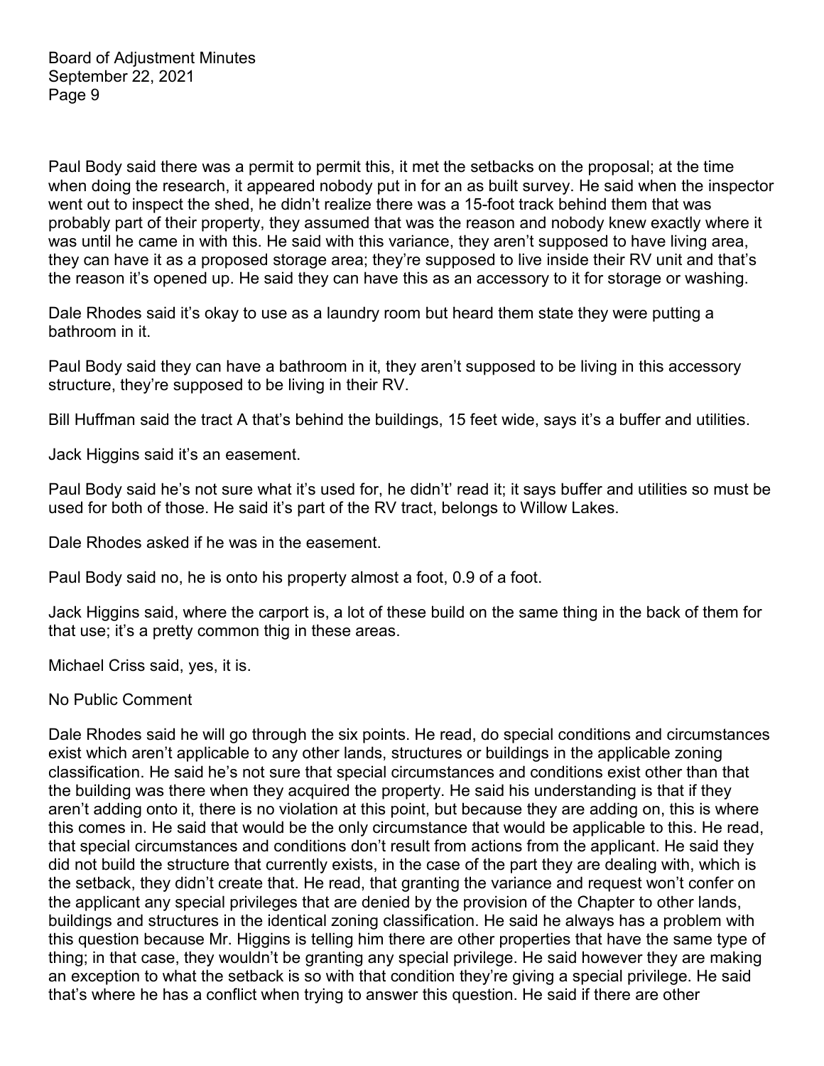Paul Body said there was a permit to permit this, it met the setbacks on the proposal; at the time when doing the research, it appeared nobody put in for an as built survey. He said when the inspector went out to inspect the shed, he didn't realize there was a 15-foot track behind them that was probably part of their property, they assumed that was the reason and nobody knew exactly where it was until he came in with this. He said with this variance, they aren't supposed to have living area, they can have it as a proposed storage area; they're supposed to live inside their RV unit and that's the reason it's opened up. He said they can have this as an accessory to it for storage or washing.

Dale Rhodes said it's okay to use as a laundry room but heard them state they were putting a bathroom in it.

Paul Body said they can have a bathroom in it, they aren't supposed to be living in this accessory structure, they're supposed to be living in their RV.

Bill Huffman said the tract A that's behind the buildings, 15 feet wide, says it's a buffer and utilities.

Jack Higgins said it's an easement.

Paul Body said he's not sure what it's used for, he didn't' read it; it says buffer and utilities so must be used for both of those. He said it's part of the RV tract, belongs to Willow Lakes.

Dale Rhodes asked if he was in the easement.

Paul Body said no, he is onto his property almost a foot, 0.9 of a foot.

Jack Higgins said, where the carport is, a lot of these build on the same thing in the back of them for that use; it's a pretty common thig in these areas.

Michael Criss said, yes, it is.

No Public Comment

Dale Rhodes said he will go through the six points. He read, do special conditions and circumstances exist which aren't applicable to any other lands, structures or buildings in the applicable zoning classification. He said he's not sure that special circumstances and conditions exist other than that the building was there when they acquired the property. He said his understanding is that if they aren't adding onto it, there is no violation at this point, but because they are adding on, this is where this comes in. He said that would be the only circumstance that would be applicable to this. He read, that special circumstances and conditions don't result from actions from the applicant. He said they did not build the structure that currently exists, in the case of the part they are dealing with, which is the setback, they didn't create that. He read, that granting the variance and request won't confer on the applicant any special privileges that are denied by the provision of the Chapter to other lands, buildings and structures in the identical zoning classification. He said he always has a problem with this question because Mr. Higgins is telling him there are other properties that have the same type of thing; in that case, they wouldn't be granting any special privilege. He said however they are making an exception to what the setback is so with that condition they're giving a special privilege. He said that's where he has a conflict when trying to answer this question. He said if there are other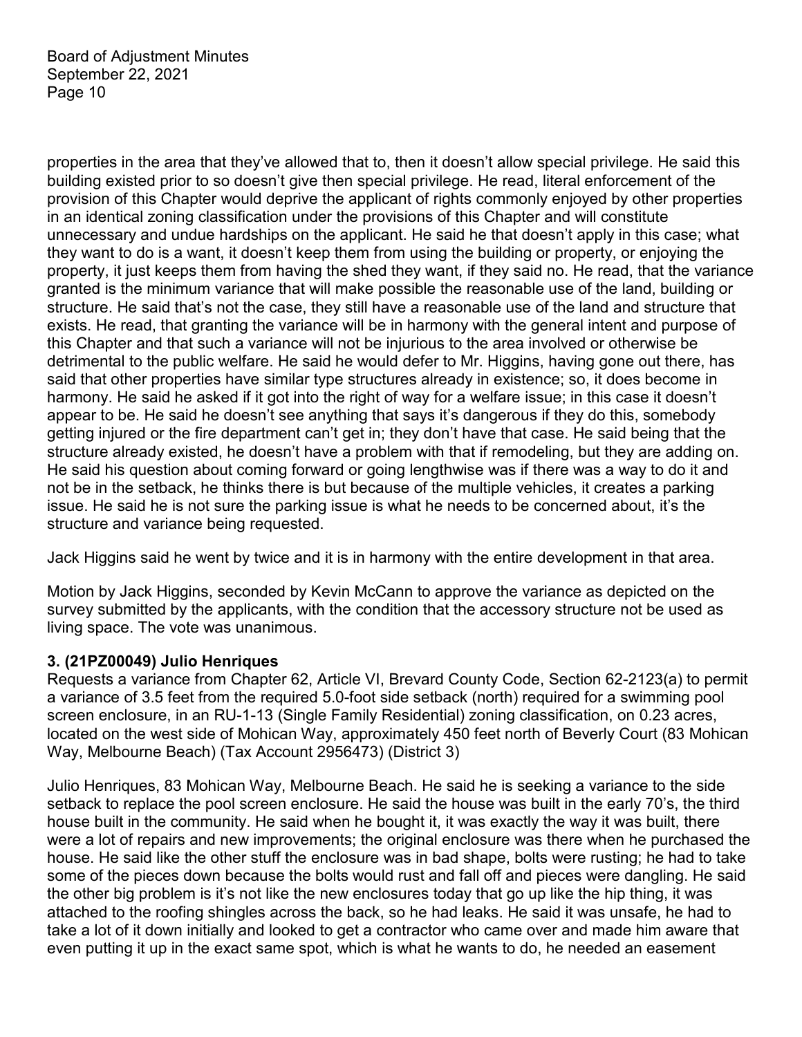properties in the area that they've allowed that to, then it doesn't allow special privilege. He said this building existed prior to so doesn't give then special privilege. He read, literal enforcement of the provision of this Chapter would deprive the applicant of rights commonly enjoyed by other properties in an identical zoning classification under the provisions of this Chapter and will constitute unnecessary and undue hardships on the applicant. He said he that doesn't apply in this case; what they want to do is a want, it doesn't keep them from using the building or property, or enjoying the property, it just keeps them from having the shed they want, if they said no. He read, that the variance granted is the minimum variance that will make possible the reasonable use of the land, building or structure. He said that's not the case, they still have a reasonable use of the land and structure that exists. He read, that granting the variance will be in harmony with the general intent and purpose of this Chapter and that such a variance will not be injurious to the area involved or otherwise be detrimental to the public welfare. He said he would defer to Mr. Higgins, having gone out there, has said that other properties have similar type structures already in existence; so, it does become in harmony. He said he asked if it got into the right of way for a welfare issue; in this case it doesn't appear to be. He said he doesn't see anything that says it's dangerous if they do this, somebody getting injured or the fire department can't get in; they don't have that case. He said being that the structure already existed, he doesn't have a problem with that if remodeling, but they are adding on. He said his question about coming forward or going lengthwise was if there was a way to do it and not be in the setback, he thinks there is but because of the multiple vehicles, it creates a parking issue. He said he is not sure the parking issue is what he needs to be concerned about, it's the structure and variance being requested.

Jack Higgins said he went by twice and it is in harmony with the entire development in that area.

Motion by Jack Higgins, seconded by Kevin McCann to approve the variance as depicted on the survey submitted by the applicants, with the condition that the accessory structure not be used as living space. The vote was unanimous.

**3. (21PZ00049) Julio Henriques**

Requests a variance from Chapter 62, Article VI, Brevard County Code, Section 62-2123(a) to permit a variance of 3.5 feet from the required 5.0-foot side setback (north) required for a swimming pool screen enclosure, in an RU-1-13 (Single Family Residential) zoning classification, on 0.23 acres, located on the west side of Mohican Way, approximately 450 feet north of Beverly Court (83 Mohican Way, Melbourne Beach) (Tax Account 2956473) (District 3)

Julio Henriques, 83 Mohican Way, Melbourne Beach. He said he is seeking a variance to the side setback to replace the pool screen enclosure. He said the house was built in the early 70's, the third house built in the community. He said when he bought it, it was exactly the way it was built, there were a lot of repairs and new improvements; the original enclosure was there when he purchased the house. He said like the other stuff the enclosure was in bad shape, bolts were rusting; he had to take some of the pieces down because the bolts would rust and fall off and pieces were dangling. He said the other big problem is it's not like the new enclosures today that go up like the hip thing, it was attached to the roofing shingles across the back, so he had leaks. He said it was unsafe, he had to take a lot of it down initially and looked to get a contractor who came over and made him aware that even putting it up in the exact same spot, which is what he wants to do, he needed an easement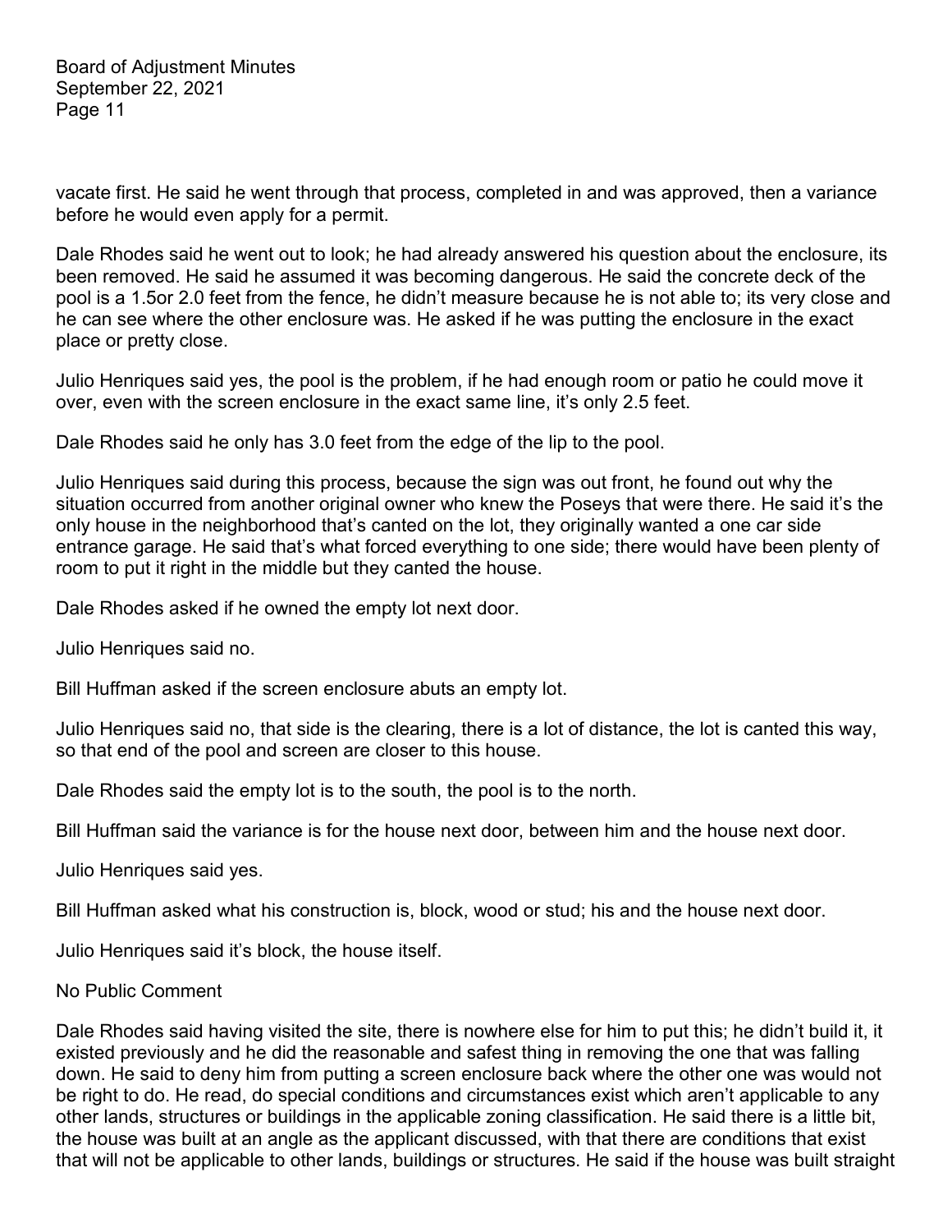vacate first. He said he went through that process, completed in and was approved, then a variance before he would even apply for a permit.

Dale Rhodes said he went out to look; he had already answered his question about the enclosure, its been removed. He said he assumed it was becoming dangerous. He said the concrete deck of the pool is a 1.5or 2.0 feet from the fence, he didn't measure because he is not able to; its very close and he can see where the other enclosure was. He asked if he was putting the enclosure in the exact place or pretty close.

Julio Henriques said yes, the pool is the problem, if he had enough room or patio he could move it over, even with the screen enclosure in the exact same line, it's only 2.5 feet.

Dale Rhodes said he only has 3.0 feet from the edge of the lip to the pool.

Julio Henriques said during this process, because the sign was out front, he found out why the situation occurred from another original owner who knew the Poseys that were there. He said it's the only house in the neighborhood that's canted on the lot, they originally wanted a one car side entrance garage. He said that's what forced everything to one side; there would have been plenty of room to put it right in the middle but they canted the house.

Dale Rhodes asked if he owned the empty lot next door.

Julio Henriques said no.

Bill Huffman asked if the screen enclosure abuts an empty lot.

Julio Henriques said no, that side is the clearing, there is a lot of distance, the lot is canted this way, so that end of the pool and screen are closer to this house.

Dale Rhodes said the empty lot is to the south, the pool is to the north.

Bill Huffman said the variance is for the house next door, between him and the house next door.

Julio Henriques said yes.

Bill Huffman asked what his construction is, block, wood or stud; his and the house next door.

Julio Henriques said it's block, the house itself.

No Public Comment

Dale Rhodes said having visited the site, there is nowhere else for him to put this; he didn't build it, it existed previously and he did the reasonable and safest thing in removing the one that was falling down. He said to deny him from putting a screen enclosure back where the other one was would not be right to do. He read, do special conditions and circumstances exist which aren't applicable to any other lands, structures or buildings in the applicable zoning classification. He said there is a little bit, the house was built at an angle as the applicant discussed, with that there are conditions that exist that will not be applicable to other lands, buildings or structures. He said if the house was built straight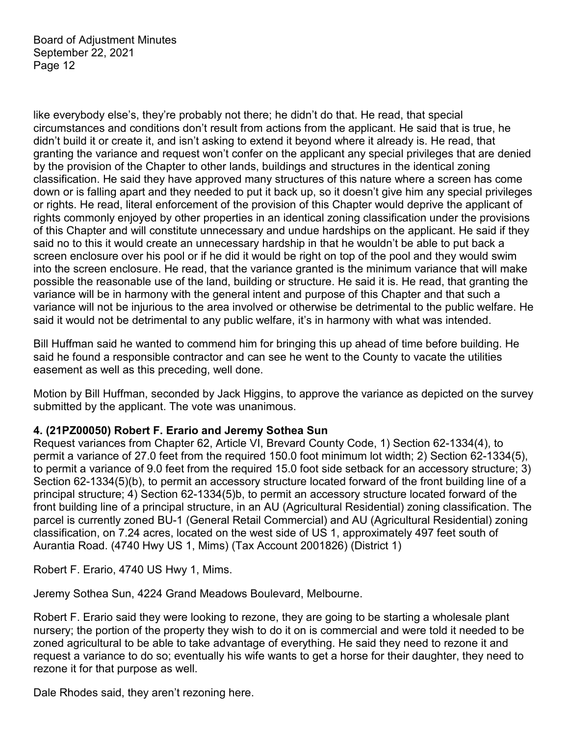like everybody else's, they're probably not there; he didn't do that. He read, that special circumstances and conditions don't result from actions from the applicant. He said that is true, he didn't build it or create it, and isn't asking to extend it beyond where it already is. He read, that granting the variance and request won't confer on the applicant any special privileges that are denied by the provision of the Chapter to other lands, buildings and structures in the identical zoning classification. He said they have approved many structures of this nature where a screen has come down or is falling apart and they needed to put it back up, so it doesn't give him any special privileges or rights. He read, literal enforcement of the provision of this Chapter would deprive the applicant of rights commonly enjoyed by other properties in an identical zoning classification under the provisions of this Chapter and will constitute unnecessary and undue hardships on the applicant. He said if they said no to this it would create an unnecessary hardship in that he wouldn't be able to put back a screen enclosure over his pool or if he did it would be right on top of the pool and they would swim into the screen enclosure. He read, that the variance granted is the minimum variance that will make possible the reasonable use of the land, building or structure. He said it is. He read, that granting the variance will be in harmony with the general intent and purpose of this Chapter and that such a variance will not be injurious to the area involved or otherwise be detrimental to the public welfare. He said it would not be detrimental to any public welfare, it's in harmony with what was intended.

Bill Huffman said he wanted to commend him for bringing this up ahead of time before building. He said he found a responsible contractor and can see he went to the County to vacate the utilities easement as well as this preceding, well done.

Motion by Bill Huffman, seconded by Jack Higgins, to approve the variance as depicted on the survey submitted by the applicant. The vote was unanimous.

**4. (21PZ00050) Robert F. Erario and Jeremy Sothea Sun**

Request variances from Chapter 62, Article VI, Brevard County Code, 1) Section 62-1334(4), to permit a variance of 27.0 feet from the required 150.0 foot minimum lot width; 2) Section 62-1334(5), to permit a variance of 9.0 feet from the required 15.0 foot side setback for an accessory structure; 3) Section 62-1334(5)(b), to permit an accessory structure located forward of the front building line of a principal structure; 4) Section 62-1334(5)b, to permit an accessory structure located forward of the front building line of a principal structure, in an AU (Agricultural Residential) zoning classification. The parcel is currently zoned BU-1 (General Retail Commercial) and AU (Agricultural Residential) zoning classification, on 7.24 acres, located on the west side of US 1, approximately 497 feet south of Aurantia Road. (4740 Hwy US 1, Mims) (Tax Account 2001826) (District 1)

Robert F. Erario, 4740 US Hwy 1, Mims.

Jeremy Sothea Sun, 4224 Grand Meadows Boulevard, Melbourne.

Robert F. Erario said they were looking to rezone, they are going to be starting a wholesale plant nursery; the portion of the property they wish to do it on is commercial and were told it needed to be zoned agricultural to be able to take advantage of everything. He said they need to rezone it and request a variance to do so; eventually his wife wants to get a horse for their daughter, they need to rezone it for that purpose as well.

Dale Rhodes said, they aren't rezoning here.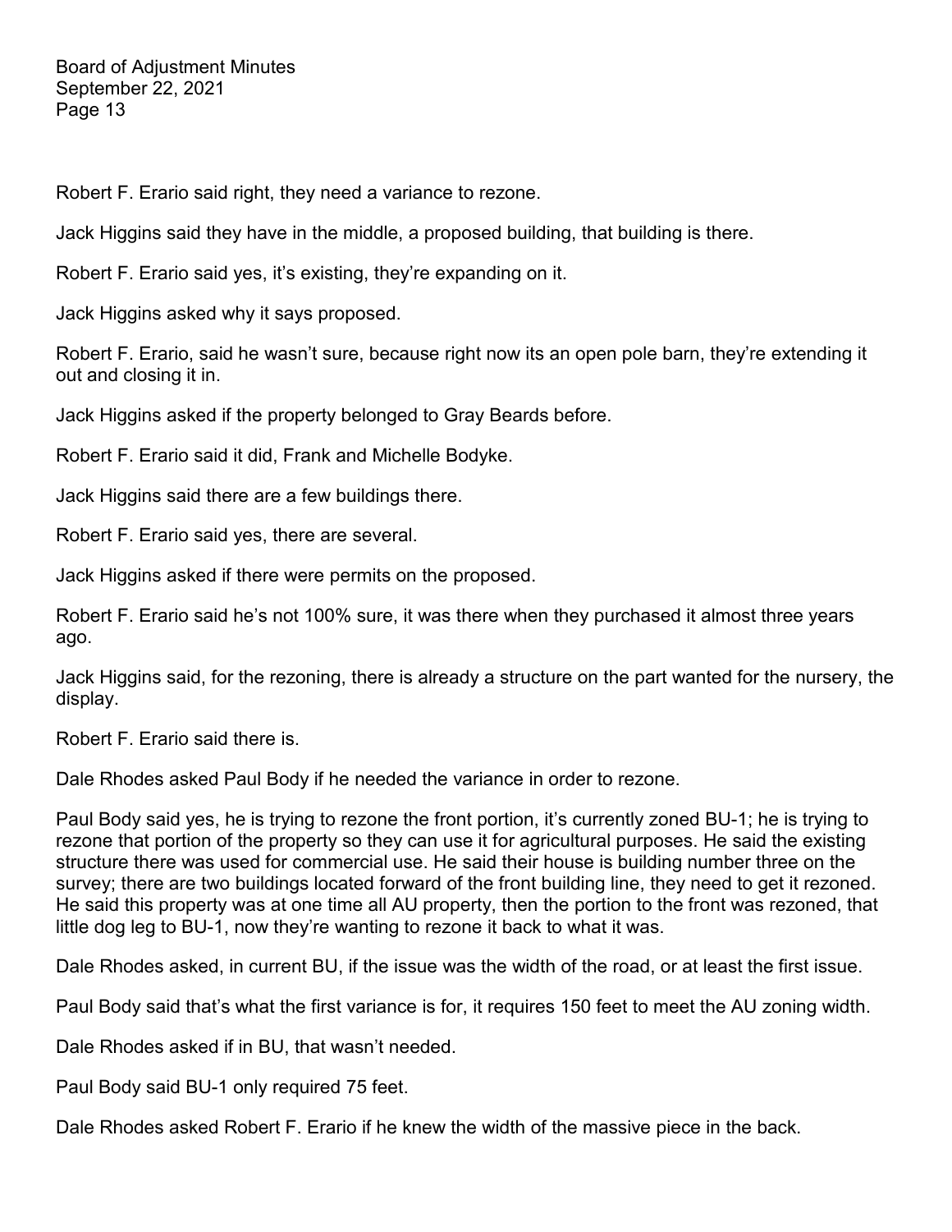Robert F. Erario said right, they need a variance to rezone.

Jack Higgins said they have in the middle, a proposed building, that building is there.

Robert F. Erario said yes, it's existing, they're expanding on it.

Jack Higgins asked why it says proposed.

Robert F. Erario, said he wasn't sure, because right now its an open pole barn, they're extending it out and closing it in.

Jack Higgins asked if the property belonged to Gray Beards before.

Robert F. Erario said it did, Frank and Michelle Bodyke.

Jack Higgins said there are a few buildings there.

Robert F. Erario said yes, there are several.

Jack Higgins asked if there were permits on the proposed.

Robert F. Erario said he's not 100% sure, it was there when they purchased it almost three years ago.

Jack Higgins said, for the rezoning, there is already a structure on the part wanted for the nursery, the display.

Robert F. Erario said there is.

Dale Rhodes asked Paul Body if he needed the variance in order to rezone.

Paul Body said yes, he is trying to rezone the front portion, it's currently zoned BU-1; he is trying to rezone that portion of the property so they can use it for agricultural purposes. He said the existing structure there was used for commercial use. He said their house is building number three on the survey; there are two buildings located forward of the front building line, they need to get it rezoned. He said this property was at one time all AU property, then the portion to the front was rezoned, that little dog leg to BU-1, now they're wanting to rezone it back to what it was.

Dale Rhodes asked, in current BU, if the issue was the width of the road, or at least the first issue.

Paul Body said that's what the first variance is for, it requires 150 feet to meet the AU zoning width.

Dale Rhodes asked if in BU, that wasn't needed.

Paul Body said BU-1 only required 75 feet.

Dale Rhodes asked Robert F. Erario if he knew the width of the massive piece in the back.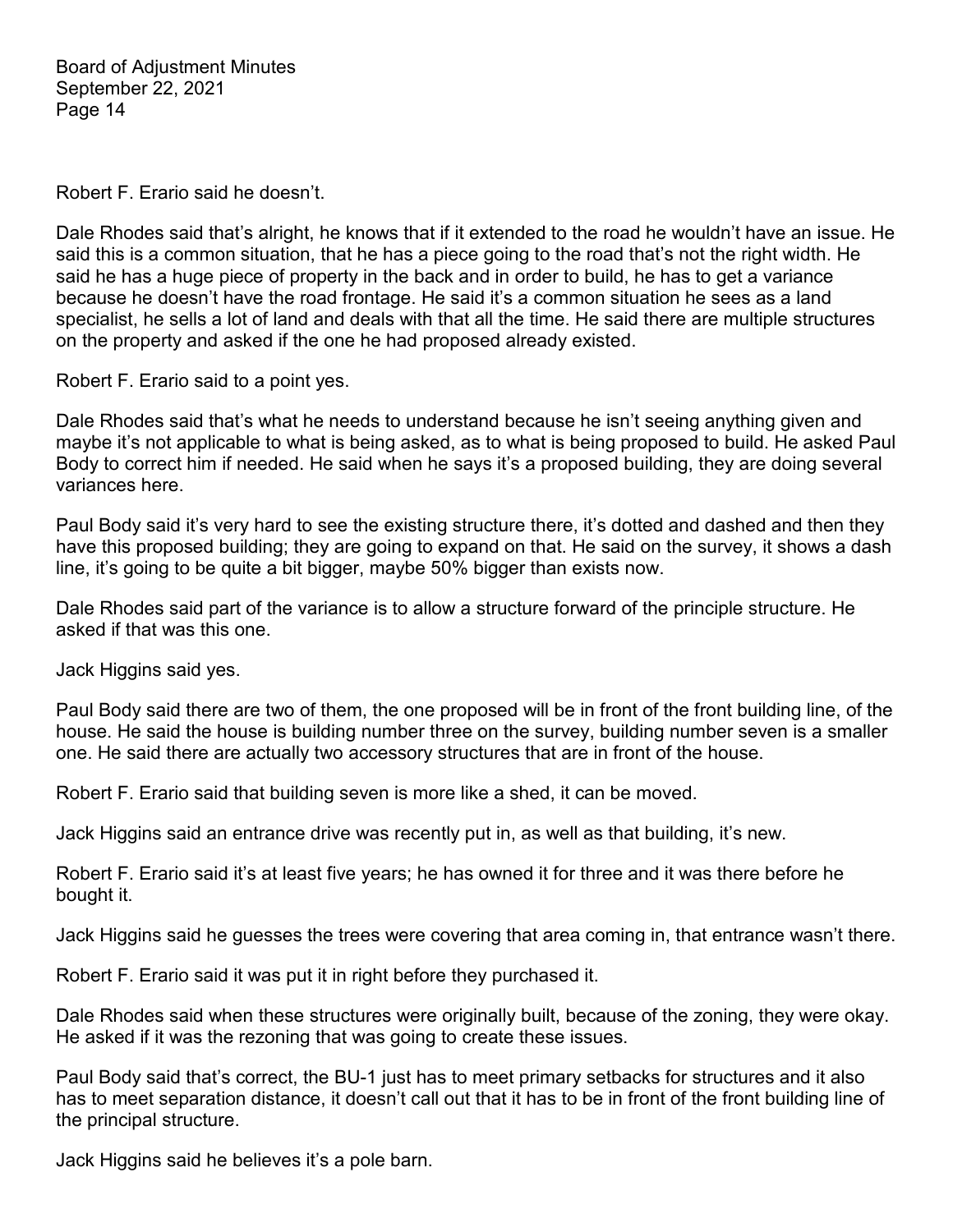Robert F. Erario said he doesn't.

Dale Rhodes said that's alright, he knows that if it extended to the road he wouldn't have an issue. He said this is a common situation, that he has a piece going to the road that's not the right width. He said he has a huge piece of property in the back and in order to build, he has to get a variance because he doesn't have the road frontage. He said it's a common situation he sees as a land specialist, he sells a lot of land and deals with that all the time. He said there are multiple structures on the property and asked if the one he had proposed already existed.

Robert F. Erario said to a point yes.

Dale Rhodes said that's what he needs to understand because he isn't seeing anything given and maybe it's not applicable to what is being asked, as to what is being proposed to build. He asked Paul Body to correct him if needed. He said when he says it's a proposed building, they are doing several variances here.

Paul Body said it's very hard to see the existing structure there, it's dotted and dashed and then they have this proposed building; they are going to expand on that. He said on the survey, it shows a dash line, it's going to be quite a bit bigger, maybe 50% bigger than exists now.

Dale Rhodes said part of the variance is to allow a structure forward of the principle structure. He asked if that was this one.

Jack Higgins said yes.

Paul Body said there are two of them, the one proposed will be in front of the front building line, of the house. He said the house is building number three on the survey, building number seven is a smaller one. He said there are actually two accessory structures that are in front of the house.

Robert F. Erario said that building seven is more like a shed, it can be moved.

Jack Higgins said an entrance drive was recently put in, as well as that building, it's new.

Robert F. Erario said it's at least five years; he has owned it for three and it was there before he bought it.

Jack Higgins said he guesses the trees were covering that area coming in, that entrance wasn't there.

Robert F. Erario said it was put it in right before they purchased it.

Dale Rhodes said when these structures were originally built, because of the zoning, they were okay. He asked if it was the rezoning that was going to create these issues.

Paul Body said that's correct, the BU-1 just has to meet primary setbacks for structures and it also has to meet separation distance, it doesn't call out that it has to be in front of the front building line of the principal structure.

Jack Higgins said he believes it's a pole barn.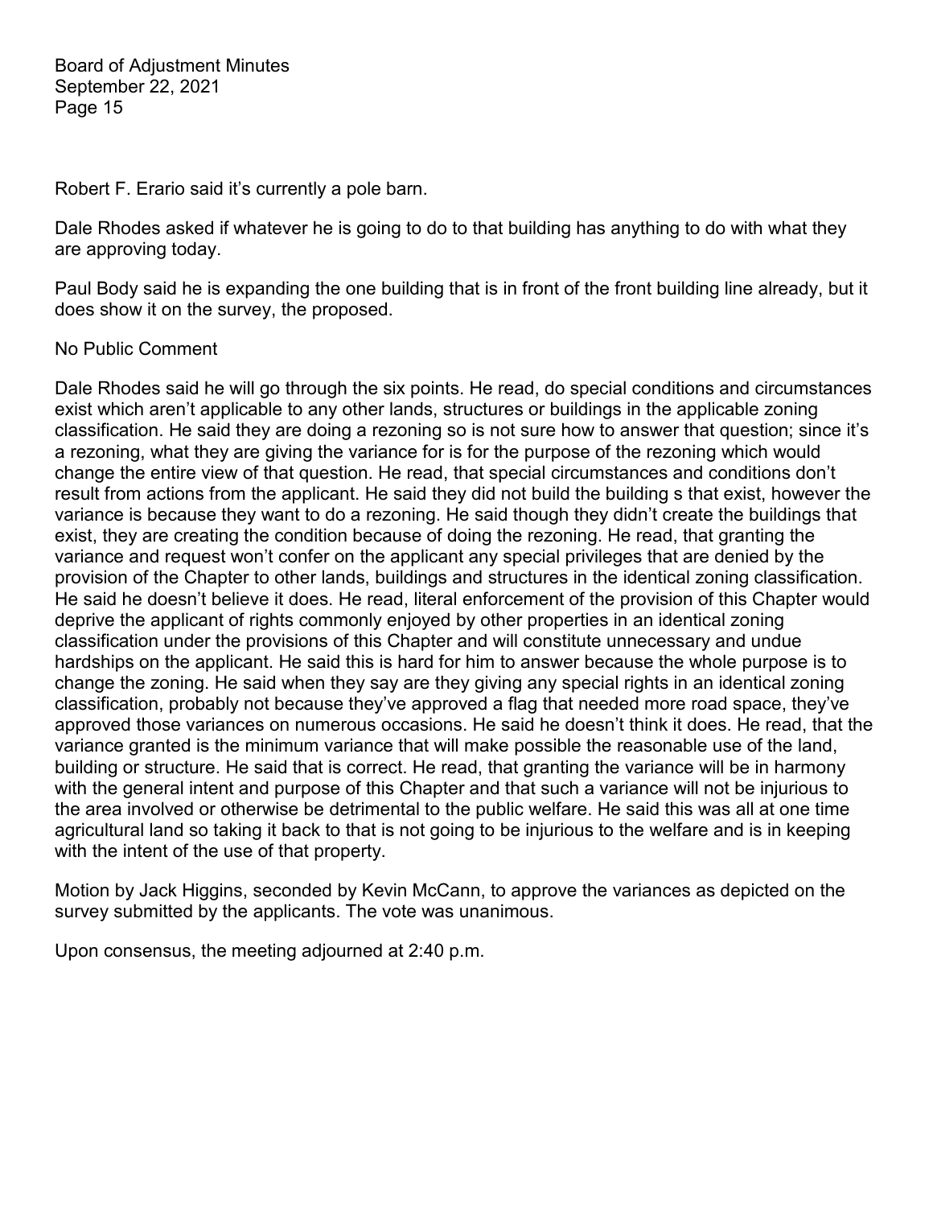Robert F. Erario said it's currently a pole barn.

Dale Rhodes asked if whatever he is going to do to that building has anything to do with what they are approving today.

Paul Body said he is expanding the one building that is in front of the front building line already, but it does show it on the survey, the proposed.

No Public Comment

Dale Rhodes said he will go through the six points. He read, do special conditions and circumstances exist which aren't applicable to any other lands, structures or buildings in the applicable zoning classification. He said they are doing a rezoning so is not sure how to answer that question; since it's a rezoning, what they are giving the variance for is for the purpose of the rezoning which would change the entire view of that question. He read, that special circumstances and conditions don't result from actions from the applicant. He said they did not build the building s that exist, however the variance is because they want to do a rezoning. He said though they didn't create the buildings that exist, they are creating the condition because of doing the rezoning. He read, that granting the variance and request won't confer on the applicant any special privileges that are denied by the provision of the Chapter to other lands, buildings and structures in the identical zoning classification. He said he doesn't believe it does. He read, literal enforcement of the provision of this Chapter would deprive the applicant of rights commonly enjoyed by other properties in an identical zoning classification under the provisions of this Chapter and will constitute unnecessary and undue hardships on the applicant. He said this is hard for him to answer because the whole purpose is to change the zoning. He said when they say are they giving any special rights in an identical zoning classification, probably not because they've approved a flag that needed more road space, they've approved those variances on numerous occasions. He said he doesn't think it does. He read, that the variance granted is the minimum variance that will make possible the reasonable use of the land, building or structure. He said that is correct. He read, that granting the variance will be in harmony with the general intent and purpose of this Chapter and that such a variance will not be injurious to the area involved or otherwise be detrimental to the public welfare. He said this was all at one time agricultural land so taking it back to that is not going to be injurious to the welfare and is in keeping with the intent of the use of that property.

Motion by Jack Higgins, seconded by Kevin McCann, to approve the variances as depicted on the survey submitted by the applicants. The vote was unanimous.

Upon consensus, the meeting adjourned at 2:40 p.m.